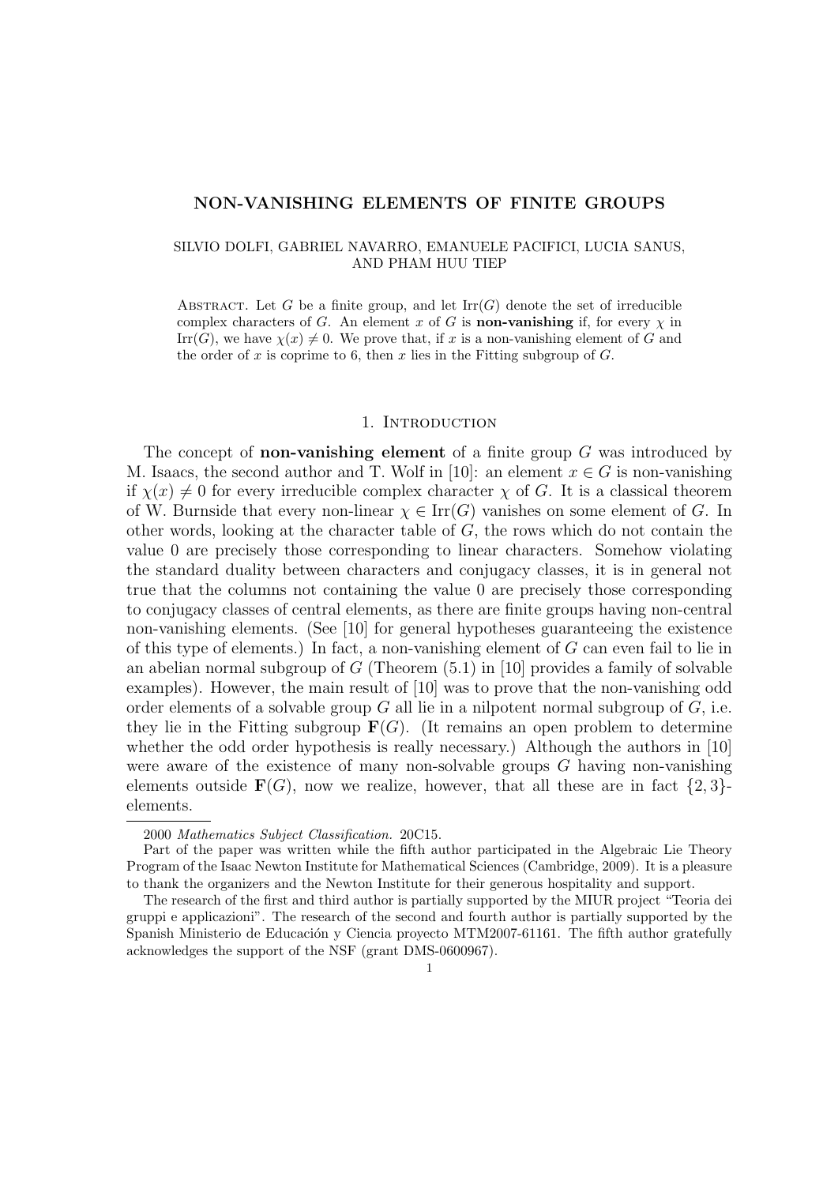# NON-VANISHING ELEMENTS OF FINITE GROUPS

SILVIO DOLFI, GABRIEL NAVARRO, EMANUELE PACIFICI, LUCIA SANUS, AND PHAM HUU TIEP

ABSTRACT. Let $G$ be a finite group, and let $\mathrm{Irr}(G)$ denote the set of irreducible complex characters of $G$. An element $x$ of $G$ is **non-vanishing** if, for every $\chi$ in $\mathrm{Irr}(G)$, we have $\chi(x) \neq 0$. We prove that, if $x$ is a non-vanishing element of $G$ and the order of $x$ is coprime to 6, then $x$ lies in the Fitting subgroup of $G$.

## 1. Introduction

The concept of **non-vanishing element** of a finite group $G$ was introduced by M. Isaacs, the second author and T. Wolf in [10]: an element $x \in G$ is non-vanishing if $\chi(x) \neq 0$ for every irreducible complex character $\chi$ of $G$. It is a classical theorem of W. Burnside that every non-linear $\chi \in \mathrm{Irr}(G)$ vanishes on some element of $G$. In other words, looking at the character table of $G$, the rows which do not contain the value 0 are precisely those corresponding to linear characters. Somehow violating the standard duality between characters and conjugacy classes, it is in general not true that the columns not containing the value 0 are precisely those corresponding to conjugacy classes of central elements, as there are finite groups having non-central non-vanishing elements. (See [10] for general hypotheses guaranteeing the existence of this type of elements.) In fact, a non-vanishing element of $G$ can even fail to lie in an abelian normal subgroup of $G$ (Theorem (5.1) in [10] provides a family of solvable examples). However, the main result of [10] was to prove that the non-vanishing odd order elements of a solvable group $G$ all lie in a nilpotent normal subgroup of $G$, i.e. they lie in the Fitting subgroup $\mathbf{F}(G)$. (It remains an open problem to determine whether the odd order hypothesis is really necessary.) Although the authors in [10] were aware of the existence of many non-solvable groups $G$ having non-vanishing elements outside $\mathbf{F}(G)$, now we realize, however, that all these are in fact $\{2, 3\}$-elements.

---

2000 *Mathematics Subject Classification.* 20C15.

Part of the paper was written while the fifth author participated in the Algebraic Lie Theory Program of the Isaac Newton Institute for Mathematical Sciences (Cambridge, 2009). It is a pleasure to thank the organizers and the Newton Institute for their generous hospitality and support.

The research of the first and third author is partially supported by the MIUR project "Teoria dei gruppi e applicazioni". The research of the second and fourth author is partially supported by the Spanish Ministerio de Educación y Ciencia proyecto MTM2007-61161. The fifth author gratefully acknowledges the support of the NSF (grant DMS-0600967).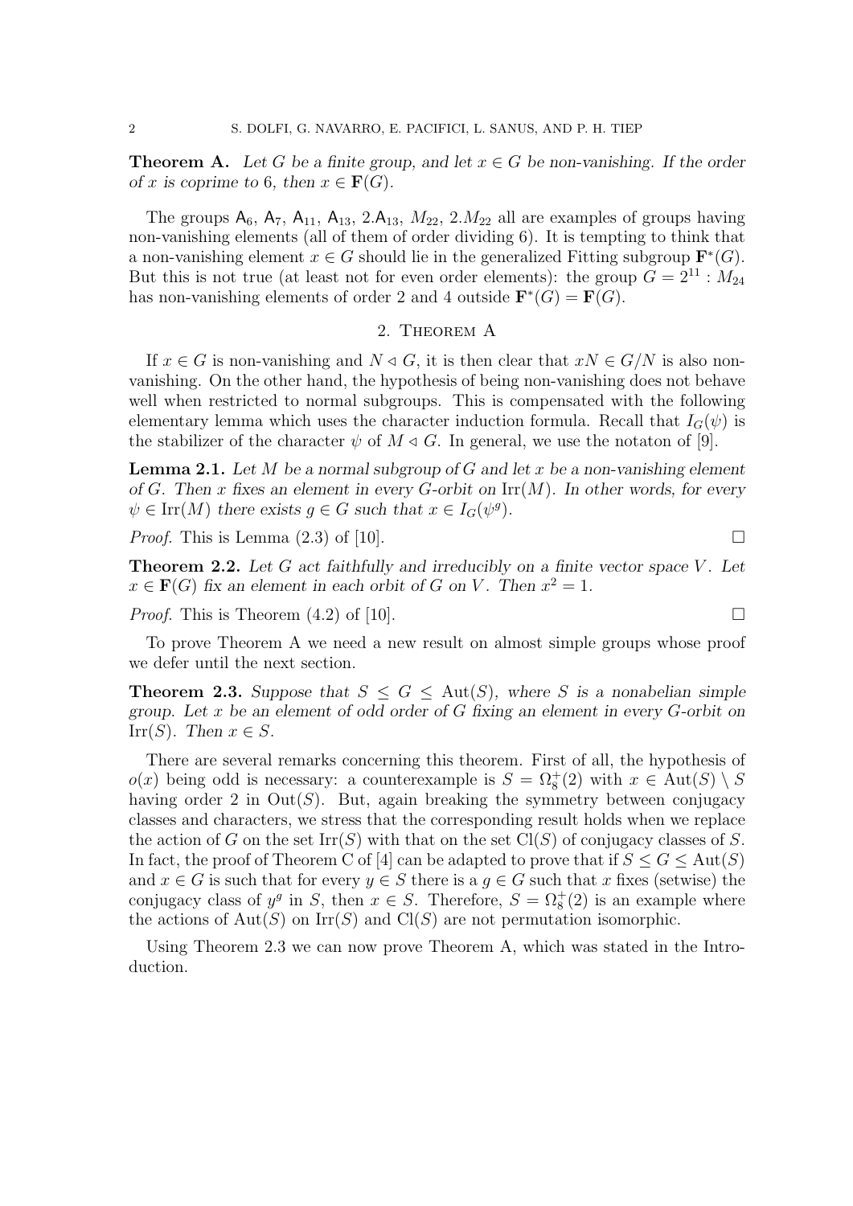**Theorem A.** *Let $G$ be a finite group, and let $x \in G$ be non-vanishing. If the order of $x$ is coprime to 6, then $x \in \mathbf{F}(G)$.*

The groups $\mathsf{A}_6$, $\mathsf{A}_7$, $\mathsf{A}_{11}$, $\mathsf{A}_{13}$, $2.\mathsf{A}_{13}$, $M_{22}$, $2.M_{22}$ all are examples of groups having non-vanishing elements (all of them of order dividing 6). It is tempting to think that a non-vanishing element $x \in G$ should lie in the generalized Fitting subgroup $\mathbf{F}^*(G)$. But this is not true (at least not for even order elements): the group $G = 2^{11} : M_{24}$ has non-vanishing elements of order 2 and 4 outside $\mathbf{F}^*(G) = \mathbf{F}(G)$.

## 2. Theorem A

If $x \in G$ is non-vanishing and $N \triangleleft G$, it is then clear that $xN \in G/N$ is also non-vanishing. On the other hand, the hypothesis of being non-vanishing does not behave well when restricted to normal subgroups. This is compensated with the following elementary lemma which uses the character induction formula. Recall that $I_G(\psi)$ is the stabilizer of the character $\psi$ of $M \triangleleft G$. In general, we use the notaton of [9].

**Lemma 2.1.** *Let $M$ be a normal subgroup of $G$ and let $x$ be a non-vanishing element of $G$. Then $x$ fixes an element in every $G$-orbit on $\mathrm{Irr}(M)$. In other words, for every $\psi \in \mathrm{Irr}(M)$ there exists $g \in G$ such that $x \in I_G(\psi^g)$.*

*Proof.* This is Lemma (2.3) of [10]. □

**Theorem 2.2.** *Let $G$ act faithfully and irreducibly on a finite vector space $V$. Let $x \in \mathbf{F}(G)$ fix an element in each orbit of $G$ on $V$. Then $x^2 = 1$.*

*Proof.* This is Theorem (4.2) of [10]. □

To prove Theorem A we need a new result on almost simple groups whose proof we defer until the next section.

**Theorem 2.3.** *Suppose that $S \leq G \leq \mathrm{Aut}(S)$, where $S$ is a nonabelian simple group. Let $x$ be an element of odd order of $G$ fixing an element in every $G$-orbit on $\mathrm{Irr}(S)$. Then $x \in S$.*

There are several remarks concerning this theorem. First of all, the hypothesis of $o(x)$ being odd is necessary: a counterexample is $S = \Omega_8^+(2)$ with $x \in \mathrm{Aut}(S) \setminus S$ having order 2 in $\mathrm{Out}(S)$. But, again breaking the symmetry between conjugacy classes and characters, we stress that the corresponding result holds when we replace the action of $G$ on the set $\mathrm{Irr}(S)$ with that on the set $\mathrm{Cl}(S)$ of conjugacy classes of $S$. In fact, the proof of Theorem C of [4] can be adapted to prove that if $S \leq G \leq \mathrm{Aut}(S)$ and $x \in G$ is such that for every $y \in S$ there is a $g \in G$ such that $x$ fixes (setwise) the conjugacy class of $y^g$ in $S$, then $x \in S$. Therefore, $S = \Omega_8^+(2)$ is an example where the actions of $\mathrm{Aut}(S)$ on $\mathrm{Irr}(S)$ and $\mathrm{Cl}(S)$ are not permutation isomorphic.

Using Theorem 2.3 we can now prove Theorem A, which was stated in the Introduction.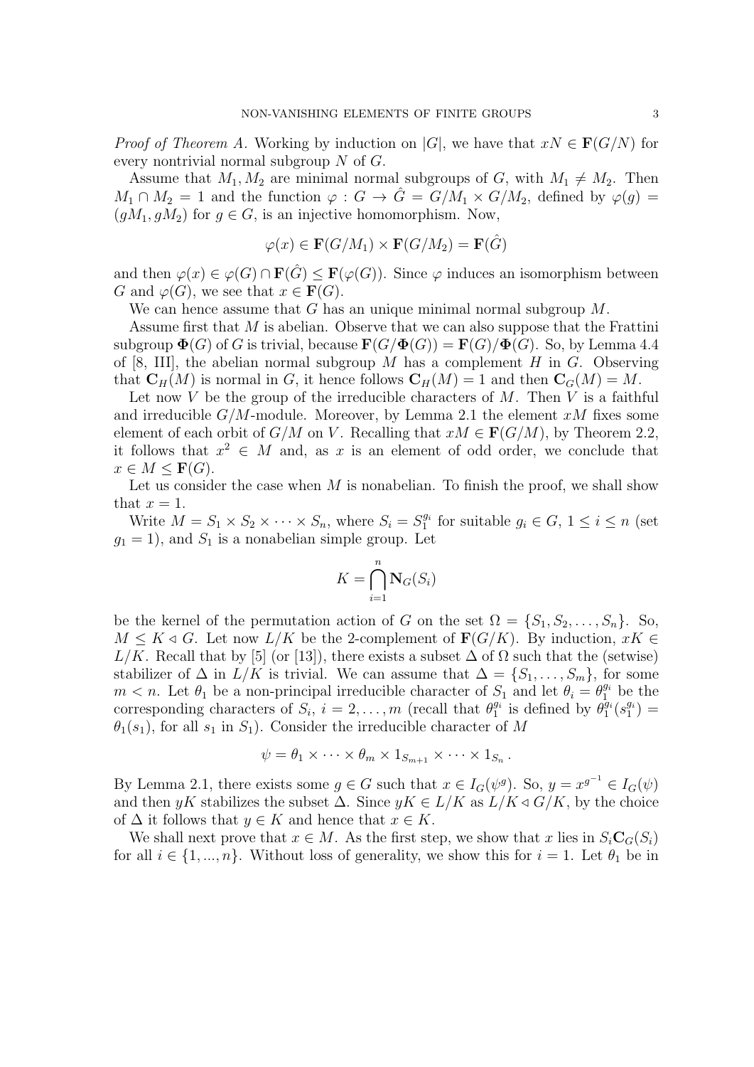*Proof of Theorem A.* Working by induction on $|G|$, we have that $xN \in \mathbf{F}(G/N)$ for every nontrivial normal subgroup $N$ of $G$.

Assume that $M_1, M_2$ are minimal normal subgroups of $G$, with $M_1 \neq M_2$. Then $M_1 \cap M_2 = 1$ and the function $\varphi : G \to \hat{G} = G/M_1 \times G/M_2$, defined by $\varphi(g) = (gM_1, gM_2)$ for $g \in G$, is an injective homomorphism. Now,

$$\varphi(x) \in \mathbf{F}(G/M_1) \times \mathbf{F}(G/M_2) = \mathbf{F}(\hat{G})$$

and then $\varphi(x) \in \varphi(G) \cap \mathbf{F}(\hat{G}) \leq \mathbf{F}(\varphi(G))$. Since $\varphi$ induces an isomorphism between $G$ and $\varphi(G)$, we see that $x \in \mathbf{F}(G)$.

We can hence assume that $G$ has an unique minimal normal subgroup $M$.

Assume first that $M$ is abelian. Observe that we can also suppose that the Frattini subgroup $\mathbf{\Phi}(G)$ of $G$ is trivial, because $\mathbf{F}(G/\mathbf{\Phi}(G)) = \mathbf{F}(G)/\mathbf{\Phi}(G)$. So, by Lemma 4.4 of [8, III], the abelian normal subgroup $M$ has a complement $H$ in $G$. Observing that $\mathbf{C}_H(M)$ is normal in $G$, it hence follows $\mathbf{C}_H(M) = 1$ and then $\mathbf{C}_G(M) = M$.

Let now $V$ be the group of the irreducible characters of $M$. Then $V$ is a faithful and irreducible $G/M$-module. Moreover, by Lemma 2.1 the element $xM$ fixes some element of each orbit of $G/M$ on $V$. Recalling that $xM \in \mathbf{F}(G/M)$, by Theorem 2.2, it follows that $x^2 \in M$ and, as $x$ is an element of odd order, we conclude that $x \in M \leq \mathbf{F}(G)$.

Let us consider the case when $M$ is nonabelian. To finish the proof, we shall show that $x = 1$.

Write $M = S_1 \times S_2 \times \cdots \times S_n$, where $S_i = S_1^{g_i}$ for suitable $g_i \in G$, $1 \leq i \leq n$ (set $g_1 = 1$), and $S_1$ is a nonabelian simple group. Let

$$K = \bigcap_{i=1}^{n} \mathbf{N}_G(S_i)$$

be the kernel of the permutation action of $G$ on the set $\Omega = \{S_1, S_2, \ldots, S_n\}$. So, $M \leq K \lhd G$. Let now $L/K$ be the 2-complement of $\mathbf{F}(G/K)$. By induction, $xK \in L/K$. Recall that by [5] (or [13]), there exists a subset $\Delta$ of $\Omega$ such that the (setwise) stabilizer of $\Delta$ in $L/K$ is trivial. We can assume that $\Delta = \{S_1, \ldots, S_m\}$, for some $m < n$. Let $\theta_1$ be a non-principal irreducible character of $S_1$ and let $\theta_i = \theta_1^{g_i}$ be the corresponding characters of $S_i$, $i = 2, \ldots, m$ (recall that $\theta_1^{g_i}$ is defined by $\theta_1^{g_i}(s_1^{g_i}) = \theta_1(s_1)$, for all $s_1$ in $S_1$). Consider the irreducible character of $M$

$$\psi = \theta_1 \times \cdots \times \theta_m \times 1_{S_{m+1}} \times \cdots \times 1_{S_n}.$$

By Lemma 2.1, there exists some $g \in G$ such that $x \in I_G(\psi^g)$. So, $y = x^{g^{-1}} \in I_G(\psi)$ and then $yK$ stabilizes the subset $\Delta$. Since $yK \in L/K$ as $L/K \lhd G/K$, by the choice of $\Delta$ it follows that $y \in K$ and hence that $x \in K$.

We shall next prove that $x \in M$. As the first step, we show that $x$ lies in $S_i\mathbf{C}_G(S_i)$ for all $i \in \{1, ..., n\}$. Without loss of generality, we show this for $i = 1$. Let $\theta_1$ be in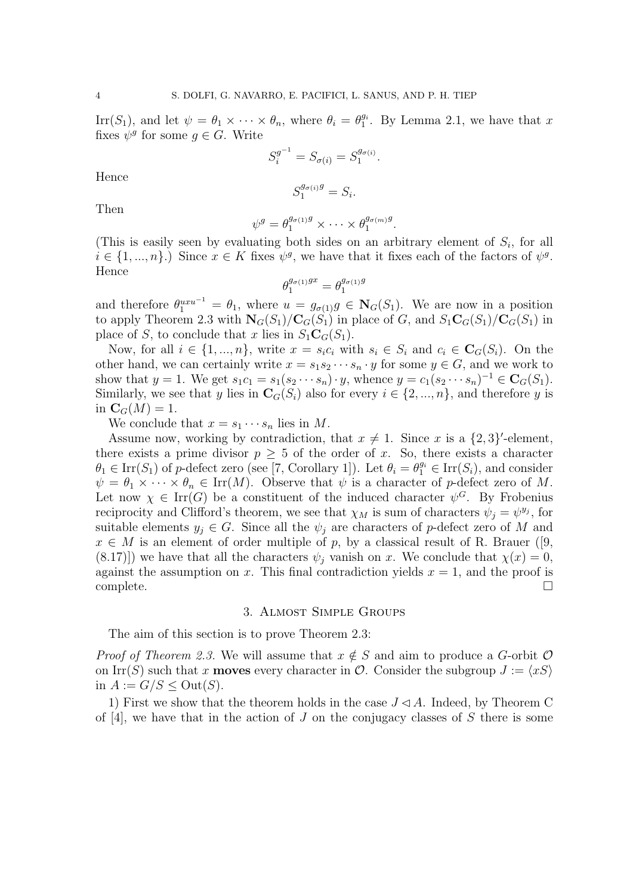$\mathrm{Irr}(S_1)$, and let $\psi = \theta_1 \times \cdots \times \theta_n$, where $\theta_i = \theta_1^{g_i}$. By Lemma 2.1, we have that $x$ fixes $\psi^g$ for some $g \in G$. Write

$$S_i^{g^{-1}} = S_{\sigma(i)} = S_1^{g_{\sigma(i)}}.$$

Hence

$$S_1^{g_{\sigma(i)}g} = S_i.$$

Then

$$\psi^g = \theta_1^{g_{\sigma(1)}g} \times \cdots \times \theta_1^{g_{\sigma(m)}g}.$$

(This is easily seen by evaluating both sides on an arbitrary element of $S_i$, for all $i \in \{1, ..., n\}$.) Since $x \in K$ fixes $\psi^g$, we have that it fixes each of the factors of $\psi^g$. Hence

$$\theta_1^{g_{\sigma(1)}gx} = \theta_1^{g_{\sigma(1)}g}$$

and therefore $\theta_1^{uxu^{-1}} = \theta_1$, where $u = g_{\sigma(1)}g \in \mathbf{N}_G(S_1)$. We are now in a position to apply Theorem 2.3 with $\mathbf{N}_G(S_1)/\mathbf{C}_G(S_1)$ in place of $G$, and $S_1\mathbf{C}_G(S_1)/\mathbf{C}_G(S_1)$ in place of $S$, to conclude that $x$ lies in $S_1\mathbf{C}_G(S_1)$.

Now, for all $i \in \{1, ..., n\}$, write $x = s_i c_i$ with $s_i \in S_i$ and $c_i \in \mathbf{C}_G(S_i)$. On the other hand, we can certainly write $x = s_1 s_2 \cdots s_n \cdot y$ for some $y \in G$, and we work to show that $y = 1$. We get $s_1 c_1 = s_1(s_2 \cdots s_n) \cdot y$, whence $y = c_1(s_2 \cdots s_n)^{-1} \in \mathbf{C}_G(S_1)$. Similarly, we see that $y$ lies in $\mathbf{C}_G(S_i)$ also for every $i \in \{2, ..., n\}$, and therefore $y$ is in $\mathbf{C}_G(M) = 1$.

We conclude that $x = s_1 \cdots s_n$ lies in $M$.

Assume now, working by contradiction, that $x \neq 1$. Since $x$ is a $\{2, 3\}'$-element, there exists a prime divisor $p \geq 5$ of the order of $x$. So, there exists a character $\theta_1 \in \mathrm{Irr}(S_1)$ of $p$-defect zero (see [7, Corollary 1]). Let $\theta_i = \theta_1^{g_i} \in \mathrm{Irr}(S_i)$, and consider $\psi = \theta_1 \times \cdots \times \theta_n \in \mathrm{Irr}(M)$. Observe that $\psi$ is a character of $p$-defect zero of $M$. Let now $\chi \in \mathrm{Irr}(G)$ be a constituent of the induced character $\psi^G$. By Frobenius reciprocity and Clifford's theorem, we see that $\chi_M$ is sum of characters $\psi_j = \psi^{y_j}$, for suitable elements $y_j \in G$. Since all the $\psi_j$ are characters of $p$-defect zero of $M$ and $x \in M$ is an element of order multiple of $p$, by a classical result of R. Brauer ([9, (8.17)]) we have that all the characters $\psi_j$ vanish on $x$. We conclude that $\chi(x) = 0$, against the assumption on $x$. This final contradiction yields $x = 1$, and the proof is complete. $\square$

## 3. Almost Simple Groups

The aim of this section is to prove Theorem 2.3:

*Proof of Theorem 2.3.* We will assume that $x \notin S$ and aim to produce a $G$-orbit $\mathcal{O}$ on $\mathrm{Irr}(S)$ such that $x$ **moves** every character in $\mathcal{O}$. Consider the subgroup $J := \langle xS \rangle$ in $A := G/S \leq \mathrm{Out}(S)$.

1) First we show that the theorem holds in the case $J \lhd A$. Indeed, by Theorem C of [4], we have that in the action of $J$ on the conjugacy classes of $S$ there is some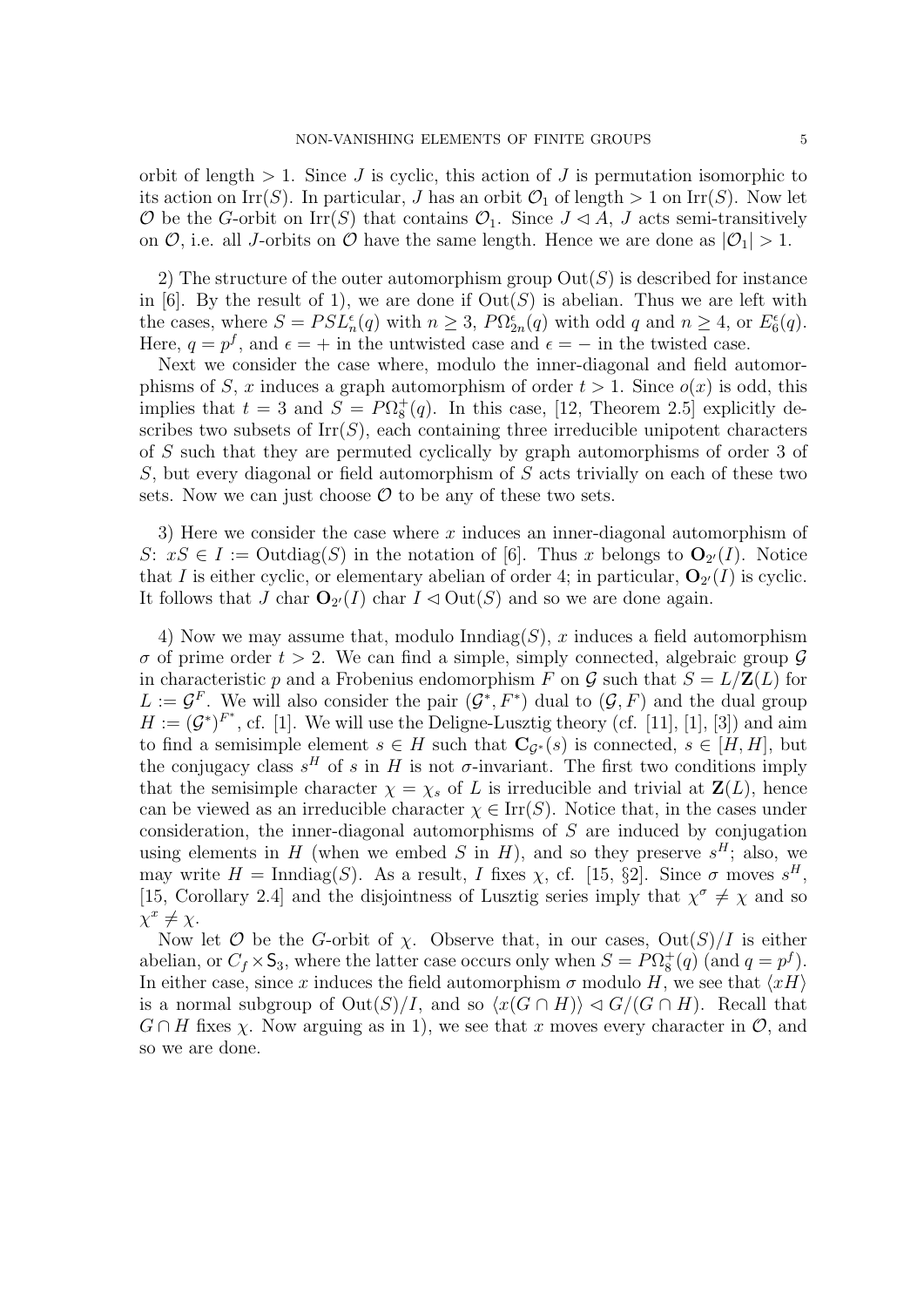orbit of length $> 1$. Since $J$ is cyclic, this action of $J$ is permutation isomorphic to its action on $\mathrm{Irr}(S)$. In particular, $J$ has an orbit $\mathcal{O}_1$ of length $> 1$ on $\mathrm{Irr}(S)$. Now let $\mathcal{O}$ be the $G$-orbit on $\mathrm{Irr}(S)$ that contains $\mathcal{O}_1$. Since $J \lhd A$, $J$ acts semi-transitively on $\mathcal{O}$, i.e. all $J$-orbits on $\mathcal{O}$ have the same length. Hence we are done as $|\mathcal{O}_1| > 1$.

2) The structure of the outer automorphism group $\mathrm{Out}(S)$ is described for instance in [6]. By the result of 1), we are done if $\mathrm{Out}(S)$ is abelian. Thus we are left with the cases, where $S = PSL^{\epsilon}_n(q)$ with $n \geq 3$, $P\Omega^{\epsilon}_{2n}(q)$ with odd $q$ and $n \geq 4$, or $E^{\epsilon}_6(q)$. Here, $q = p^f$, and $\epsilon = +$ in the untwisted case and $\epsilon = -$ in the twisted case.

Next we consider the case where, modulo the inner-diagonal and field automorphisms of $S$, $x$ induces a graph automorphism of order $t > 1$. Since $o(x)$ is odd, this implies that $t = 3$ and $S = P\Omega^+_8(q)$. In this case, [12, Theorem 2.5] explicitly describes two subsets of $\mathrm{Irr}(S)$, each containing three irreducible unipotent characters of $S$ such that they are permuted cyclically by graph automorphisms of order 3 of $S$, but every diagonal or field automorphism of $S$ acts trivially on each of these two sets. Now we can just choose $\mathcal{O}$ to be any of these two sets.

3) Here we consider the case where $x$ induces an inner-diagonal automorphism of $S$: $xS \in I := \mathrm{Outdiag}(S)$ in the notation of [6]. Thus $x$ belongs to $\mathbf{O}_{2'}(I)$. Notice that $I$ is either cyclic, or elementary abelian of order 4; in particular, $\mathbf{O}_{2'}(I)$ is cyclic. It follows that $J$ char $\mathbf{O}_{2'}(I)$ char $I \lhd \mathrm{Out}(S)$ and so we are done again.

4) Now we may assume that, modulo $\mathrm{Inndiag}(S)$, $x$ induces a field automorphism $\sigma$ of prime order $t > 2$. We can find a simple, simply connected, algebraic group $\mathcal{G}$ in characteristic $p$ and a Frobenius endomorphism $F$ on $\mathcal{G}$ such that $S = L/\mathbf{Z}(L)$ for $L := \mathcal{G}^F$. We will also consider the pair $(\mathcal{G}^*, F^*)$ dual to $(\mathcal{G}, F)$ and the dual group $H := (\mathcal{G}^*)^{F^*}$, cf. [1]. We will use the Deligne-Lusztig theory (cf. [11], [1], [3]) and aim to find a semisimple element $s \in H$ such that $\mathbf{C}_{\mathcal{G}^*}(s)$ is connected, $s \in [H, H]$, but the conjugacy class $s^H$ of $s$ in $H$ is not $\sigma$-invariant. The first two conditions imply that the semisimple character $\chi = \chi_s$ of $L$ is irreducible and trivial at $\mathbf{Z}(L)$, hence can be viewed as an irreducible character $\chi \in \mathrm{Irr}(S)$. Notice that, in the cases under consideration, the inner-diagonal automorphisms of $S$ are induced by conjugation using elements in $H$ (when we embed $S$ in $H$), and so they preserve $s^H$; also, we may write $H = \mathrm{Inndiag}(S)$. As a result, $I$ fixes $\chi$, cf. [15, §2]. Since $\sigma$ moves $s^H$, [15, Corollary 2.4] and the disjointness of Lusztig series imply that $\chi^\sigma \neq \chi$ and so $\chi^x \neq \chi$.

Now let $\mathcal{O}$ be the $G$-orbit of $\chi$. Observe that, in our cases, $\mathrm{Out}(S)/I$ is either abelian, or $C_f \times \mathsf{S}_3$, where the latter case occurs only when $S = P\Omega^+_8(q)$ (and $q = p^f$). In either case, since $x$ induces the field automorphism $\sigma$ modulo $H$, we see that $\langle xH \rangle$ is a normal subgroup of $\mathrm{Out}(S)/I$, and so $\langle x(G \cap H) \rangle \lhd G/(G \cap H)$. Recall that $G \cap H$ fixes $\chi$. Now arguing as in 1), we see that $x$ moves every character in $\mathcal{O}$, and so we are done.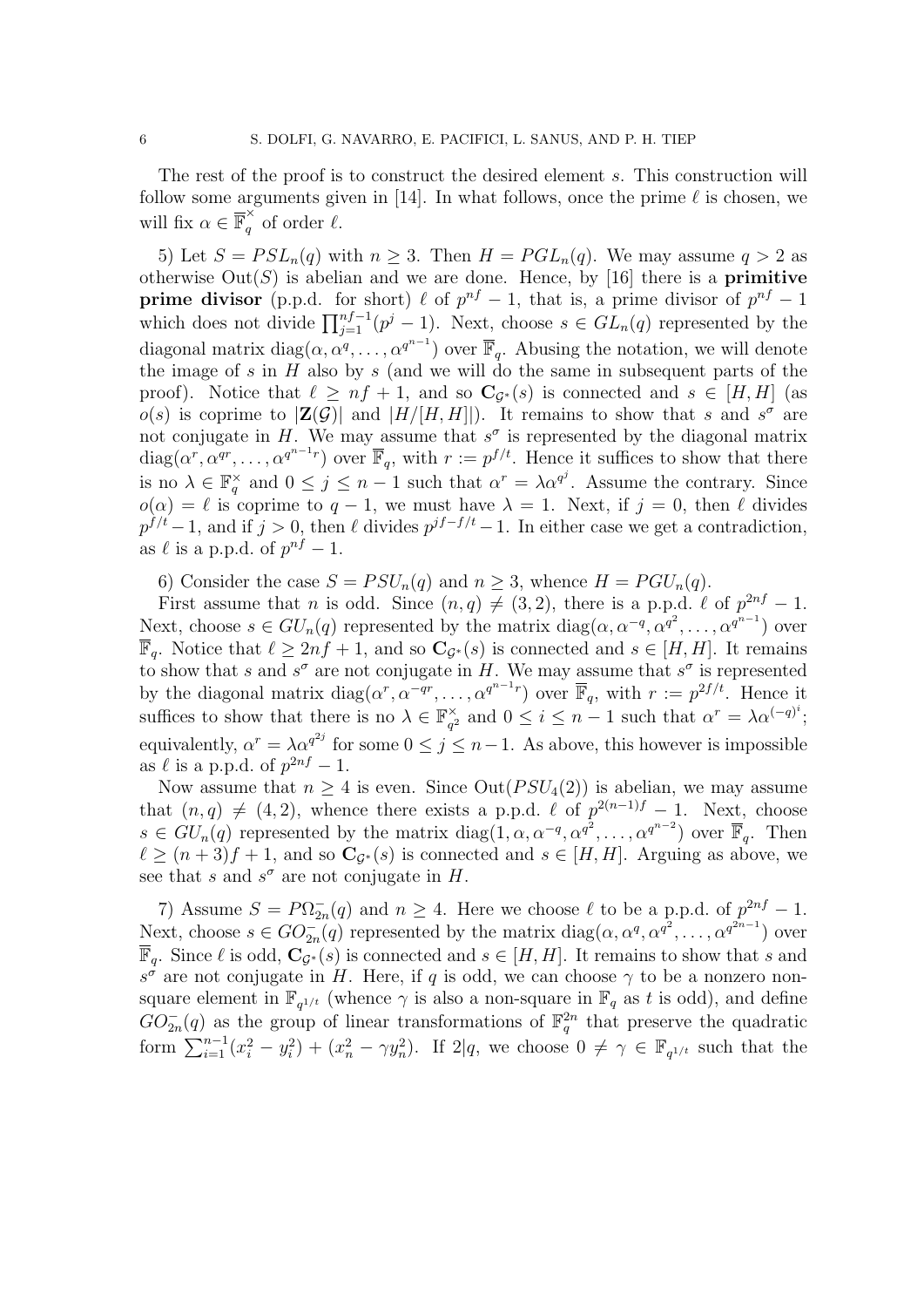The rest of the proof is to construct the desired element $s$. This construction will follow some arguments given in [14]. In what follows, once the prime $\ell$ is chosen, we will fix $\alpha \in \overline{\mathbb{F}}_q^\times$ of order $\ell$.

5) Let $S = PSL_n(q)$ with $n \geq 3$. Then $H = PGL_n(q)$. We may assume $q > 2$ as otherwise $\mathrm{Out}(S)$ is abelian and we are done. Hence, by [16] there is a **primitive prime divisor** (p.p.d. for short) $\ell$ of $p^{nf} - 1$, that is, a prime divisor of $p^{nf} - 1$ which does not divide $\prod_{j=1}^{nf-1}(p^j - 1)$. Next, choose $s \in GL_n(q)$ represented by the diagonal matrix $\mathrm{diag}(\alpha, \alpha^q, \ldots, \alpha^{q^{n-1}})$ over $\overline{\mathbb{F}}_q$. Abusing the notation, we will denote the image of $s$ in $H$ also by $s$ (and we will do the same in subsequent parts of the proof). Notice that $\ell \geq nf + 1$, and so $\mathbf{C}_{\mathcal{G}^*}(s)$ is connected and $s \in [H, H]$ (as $o(s)$ is coprime to $|\mathbf{Z}(\mathcal{G})|$ and $|H/[H, H]|$). It remains to show that $s$ and $s^\sigma$ are not conjugate in $H$. We may assume that $s^\sigma$ is represented by the diagonal matrix $\mathrm{diag}(\alpha^r, \alpha^{qr}, \ldots, \alpha^{q^{n-1}r})$ over $\overline{\mathbb{F}}_q$, with $r := p^{f/t}$. Hence it suffices to show that there is no $\lambda \in \mathbb{F}_q^\times$ and $0 \leq j \leq n - 1$ such that $\alpha^r = \lambda\alpha^{q^j}$. Assume the contrary. Since $o(\alpha) = \ell$ is coprime to $q - 1$, we must have $\lambda = 1$. Next, if $j = 0$, then $\ell$ divides $p^{f/t} - 1$, and if $j > 0$, then $\ell$ divides $p^{jf - f/t} - 1$. In either case we get a contradiction, as $\ell$ is a p.p.d. of $p^{nf} - 1$.

6) Consider the case $S = PSU_n(q)$ and $n \geq 3$, whence $H = PGU_n(q)$.

First assume that $n$ is odd. Since $(n, q) \neq (3, 2)$, there is a p.p.d. $\ell$ of $p^{2nf} - 1$. Next, choose $s \in GU_n(q)$ represented by the matrix $\mathrm{diag}(\alpha, \alpha^{-q}, \alpha^{q^2}, \ldots, \alpha^{q^{n-1}})$ over $\overline{\mathbb{F}}_q$. Notice that $\ell \geq 2nf + 1$, and so $\mathbf{C}_{\mathcal{G}^*}(s)$ is connected and $s \in [H, H]$. It remains to show that $s$ and $s^\sigma$ are not conjugate in $H$. We may assume that $s^\sigma$ is represented by the diagonal matrix $\mathrm{diag}(\alpha^r, \alpha^{-qr}, \ldots, \alpha^{q^{n-1}r})$ over $\overline{\mathbb{F}}_q$, with $r := p^{2f/t}$. Hence it suffices to show that there is no $\lambda \in \mathbb{F}_{q^2}^\times$ and $0 \leq i \leq n - 1$ such that $\alpha^r = \lambda\alpha^{(-q)^i}$; equivalently, $\alpha^r = \lambda\alpha^{q^{2j}}$ for some $0 \leq j \leq n-1$. As above, this however is impossible as $\ell$ is a p.p.d. of $p^{2nf} - 1$.

Now assume that $n \geq 4$ is even. Since $\mathrm{Out}(PSU_4(2))$ is abelian, we may assume that $(n, q) \neq (4, 2)$, whence there exists a p.p.d. $\ell$ of $p^{2(n-1)f} - 1$. Next, choose $s \in GU_n(q)$ represented by the matrix $\mathrm{diag}(1, \alpha, \alpha^{-q}, \alpha^{q^2}, \ldots, \alpha^{q^{n-2}})$ over $\overline{\mathbb{F}}_q$. Then $\ell \geq (n+3)f + 1$, and so $\mathbf{C}_{\mathcal{G}^*}(s)$ is connected and $s \in [H, H]$. Arguing as above, we see that $s$ and $s^\sigma$ are not conjugate in $H$.

7) Assume $S = P\Omega_{2n}^-(q)$ and $n \geq 4$. Here we choose $\ell$ to be a p.p.d. of $p^{2nf} - 1$. Next, choose $s \in GO_{2n}^-(q)$ represented by the matrix $\mathrm{diag}(\alpha, \alpha^q, \alpha^{q^2}, \ldots, \alpha^{q^{2n-1}})$ over $\overline{\mathbb{F}}_q$. Since $\ell$ is odd, $\mathbf{C}_{\mathcal{G}^*}(s)$ is connected and $s \in [H, H]$. It remains to show that $s$ and $s^\sigma$ are not conjugate in $H$. Here, if $q$ is odd, we can choose $\gamma$ to be a nonzero non-square element in $\mathbb{F}_{q^{1/t}}$ (whence $\gamma$ is also a non-square in $\mathbb{F}_q$ as $t$ is odd), and define $GO_{2n}^-(q)$ as the group of linear transformations of $\mathbb{F}_q^{2n}$ that preserve the quadratic form $\sum_{i=1}^{n-1}(x_i^2 - y_i^2) + (x_n^2 - \gamma y_n^2)$. If $2|q$, we choose $0 \neq \gamma \in \mathbb{F}_{q^{1/t}}$ such that the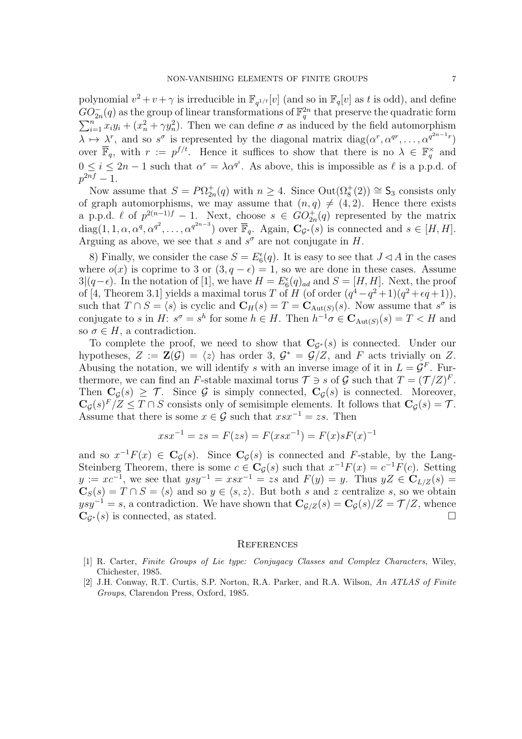polynomial $v^2+v+\gamma$ is irreducible in $\mathbb{F}_{q^{1/t}}[v]$ (and so in $\mathbb{F}_q[v]$ as $t$ is odd), and define $GO^-_{2n}(q)$ as the group of linear transformations of $\mathbb{F}_q^{2n}$ that preserve the quadratic form $\sum_{i=1}^{n} x_iy_i + (x_n^2 + \gamma y_n^2)$. Then we can define $\sigma$ as induced by the field automorphism $\lambda \mapsto \lambda^r$, and so $s^\sigma$ is represented by the diagonal matrix $\mathrm{diag}(\alpha^r, \alpha^{qr}, \ldots, \alpha^{q^{2n-1}r})$ over $\overline{\mathbb{F}}_q$, with $r := p^{f/t}$. Hence it suffices to show that there is no $\lambda \in \mathbb{F}_q^\times$ and $0 \le i \le 2n-1$ such that $\alpha^r = \lambda\alpha^{q^i}$. As above, this is impossible as $\ell$ is a p.p.d. of $p^{2nf}-1$.

Now assume that $S = P\Omega^+_{2n}(q)$ with $n \ge 4$. Since $\mathrm{Out}(\Omega^+_8(2)) \cong \mathsf{S}_3$ consists only of graph automorphisms, we may assume that $(n,q) \neq (4,2)$. Hence there exists a p.p.d. $\ell$ of $p^{2(n-1)f}-1$. Next, choose $s \in GO^+_{2n}(q)$ represented by the matrix $\mathrm{diag}(1,1,\alpha,\alpha^q,\alpha^{q^2},\ldots,\alpha^{q^{2n-3}})$ over $\overline{\mathbb{F}}_q$. Again, $\mathbf{C}_{\mathcal{G}^*}(s)$ is connected and $s \in [H,H]$. Arguing as above, we see that $s$ and $s^\sigma$ are not conjugate in $H$.

8) Finally, we consider the case $S = E_6^\epsilon(q)$. It is easy to see that $J \lhd A$ in the cases where $o(x)$ is coprime to 3 or $(3, q-\epsilon) = 1$, so we are done in these cases. Assume $3|(q-\epsilon)$. In the notation of [1], we have $H = E_6^\epsilon(q)_{ad}$ and $S = [H,H]$. Next, the proof of [4, Theorem 3.1] yields a maximal torus $T$ of $H$ (of order $(q^4-q^2+1)(q^2+\epsilon q+1)$), such that $T \cap S = \langle s \rangle$ is cyclic and $\mathbf{C}_H(s) = T = \mathbf{C}_{\mathrm{Aut}(S)}(s)$. Now assume that $s^\sigma$ is conjugate to $s$ in $H$: $s^\sigma = s^h$ for some $h \in H$. Then $h^{-1}\sigma \in \mathbf{C}_{\mathrm{Aut}(S)}(s) = T < H$ and so $\sigma \in H$, a contradiction.

To complete the proof, we need to show that $\mathbf{C}_{\mathcal{G}^*}(s)$ is connected. Under our hypotheses, $Z := \mathbf{Z}(\mathcal{G}) = \langle z \rangle$ has order 3, $\mathcal{G}^* = \mathcal{G}/Z$, and $F$ acts trivially on $Z$. Abusing the notation, we will identify $s$ with an inverse image of it in $L = \mathcal{G}^F$. Furthermore, we can find an $F$-stable maximal torus $\mathcal{T} \ni s$ of $\mathcal{G}$ such that $T = (\mathcal{T}/Z)^F$. Then $\mathbf{C}_{\mathcal{G}}(s) \ge \mathcal{T}$. Since $\mathcal{G}$ is simply connected, $\mathbf{C}_{\mathcal{G}}(s)$ is connected. Moreover, $\mathbf{C}_{\mathcal{G}}(s)^F/Z \le T \cap S$ consists only of semisimple elements. It follows that $\mathbf{C}_{\mathcal{G}}(s) = \mathcal{T}$. Assume that there is some $x \in \mathcal{G}$ such that $xsx^{-1} = zs$. Then

$$xsx^{-1} = zs = F(zs) = F(xsx^{-1}) = F(x)sF(x)^{-1}$$

and so $x^{-1}F(x) \in \mathbf{C}_{\mathcal{G}}(s)$. Since $\mathbf{C}_{\mathcal{G}}(s)$ is connected and $F$-stable, by the Lang-Steinberg Theorem, there is some $c \in \mathbf{C}_{\mathcal{G}}(s)$ such that $x^{-1}F(x) = c^{-1}F(c)$. Setting $y := xc^{-1}$, we see that $ysy^{-1} = xsx^{-1} = zs$ and $F(y) = y$. Thus $yZ \in \mathbf{C}_{L/Z}(s) = \mathbf{C}_S(s) = T \cap S = \langle s \rangle$ and so $y \in \langle s, z \rangle$. But both $s$ and $z$ centralize $s$, so we obtain $ysy^{-1} = s$, a contradiction. We have shown that $\mathbf{C}_{\mathcal{G}/Z}(s) = \mathbf{C}_{\mathcal{G}}(s)/Z = \mathcal{T}/Z$, whence $\mathbf{C}_{\mathcal{G}^*}(s)$ is connected, as stated. $\square$

## References

[1] R. Carter, *Finite Groups of Lie type: Conjugacy Classes and Complex Characters*, Wiley, Chichester, 1985.

[2] J.H. Conway, R.T. Curtis, S.P. Norton, R.A. Parker, and R.A. Wilson, *An ATLAS of Finite Groups*, Clarendon Press, Oxford, 1985.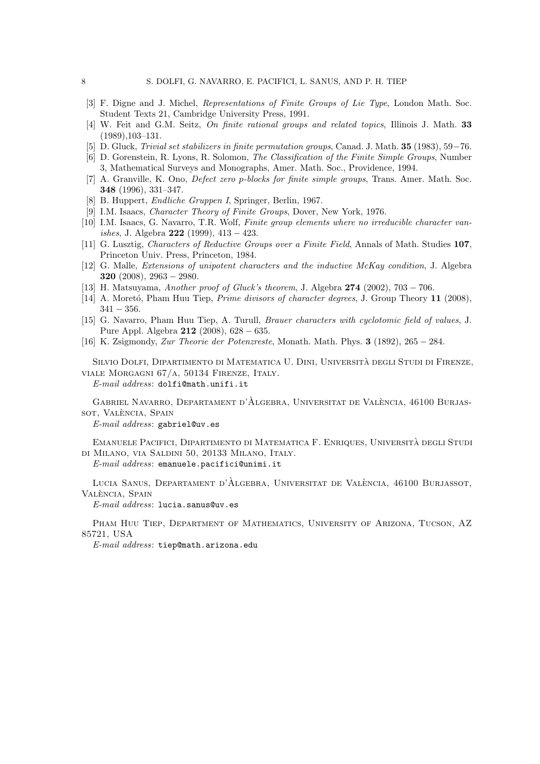[3] F. Digne and J. Michel, *Representations of Finite Groups of Lie Type*, London Math. Soc. Student Texts 21, Cambridge University Press, 1991.

[4] W. Feit and G.M. Seitz, *On finite rational groups and related topics*, Illinois J. Math. **33** (1989),103–131.

[5] D. Gluck, *Trivial set stabilizers in finite permutation groups*, Canad. J. Math. **35** (1983), 59−76.

[6] D. Gorenstein, R. Lyons, R. Solomon, *The Classification of the Finite Simple Groups*, Number 3, Mathematical Surveys and Monographs, Amer. Math. Soc., Providence, 1994.

[7] A. Granville, K. Ono, *Defect zero p-blocks for finite simple groups*, Trans. Amer. Math. Soc. **348** (1996), 331–347.

[8] B. Huppert, *Endliche Gruppen I*, Springer, Berlin, 1967.

[9] I.M. Isaacs, *Character Theory of Finite Groups*, Dover, New York, 1976.

[10] I.M. Isaacs, G. Navarro, T.R. Wolf, *Finite group elements where no irreducible character vanishes*, J. Algebra **222** (1999), 413 − 423.

[11] G. Lusztig, *Characters of Reductive Groups over a Finite Field*, Annals of Math. Studies **107**, Princeton Univ. Press, Princeton, 1984.

[12] G. Malle, *Extensions of unipotent characters and the inductive McKay condition*, J. Algebra **320** (2008), 2963 − 2980.

[13] H. Matsuyama, *Another proof of Gluck's theorem*, J. Algebra **274** (2002), 703 − 706.

[14] A. Moretó, Pham Huu Tiep, *Prime divisors of character degrees*, J. Group Theory **11** (2008), 341 − 356.

[15] G. Navarro, Pham Huu Tiep, A. Turull, *Brauer characters with cyclotomic field of values*, J. Pure Appl. Algebra **212** (2008), 628 − 635.

[16] K. Zsigmondy, *Zur Theorie der Potenzreste*, Monath. Math. Phys. **3** (1892), 265 − 284.

Silvio Dolfi, Dipartimento di Matematica U. Dini, Università degli Studi di Firenze, viale Morgagni 67/a, 50134 Firenze, Italy.
*E-mail address*: dolfi@math.unifi.it

Gabriel Navarro, Departament d'Àlgebra, Universitat de València, 46100 Burjassot, València, Spain
*E-mail address*: gabriel@uv.es

Emanuele Pacifici, Dipartimento di Matematica F. Enriques, Università degli Studi di Milano, via Saldini 50, 20133 Milano, Italy.
*E-mail address*: emanuele.pacifici@unimi.it

Lucia Sanus, Departament d'Àlgebra, Universitat de València, 46100 Burjassot, València, Spain
*E-mail address*: lucia.sanus@uv.es

Pham Huu Tiep, Department of Mathematics, University of Arizona, Tucson, AZ 85721, USA
*E-mail address*: tiep@math.arizona.edu